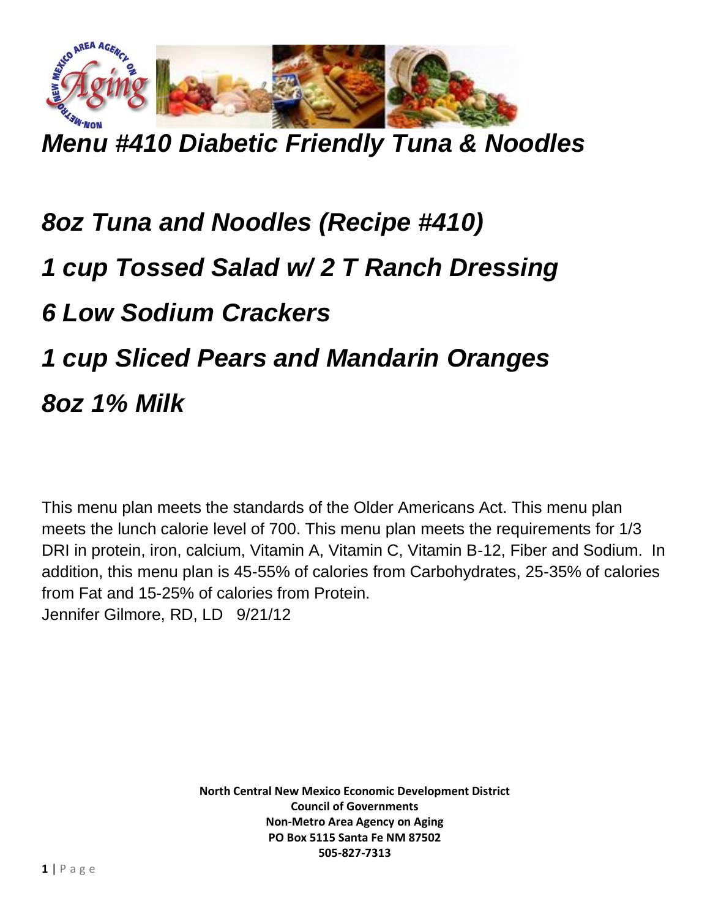# *Menu #410 Diabetic Friendly Tuna & Noodles*

***8oz Tuna and Noodles (Recipe #410)***

***1 cup Tossed Salad w/ 2 T Ranch Dressing***

***6 Low Sodium Crackers***

***1 cup Sliced Pears and Mandarin Oranges***

***8oz 1% Milk***

This menu plan meets the standards of the Older Americans Act. This menu plan meets the lunch calorie level of 700. This menu plan meets the requirements for 1/3 DRI in protein, iron, calcium, Vitamin A, Vitamin C, Vitamin B-12, Fiber and Sodium. In addition, this menu plan is 45-55% of calories from Carbohydrates, 25-35% of calories from Fat and 15-25% of calories from Protein.
Jennifer Gilmore, RD, LD 9/21/12

**North Central New Mexico Economic Development District**
**Council of Governments**
**Non-Metro Area Agency on Aging**
**PO Box 5115 Santa Fe NM 87502**
**505-827-7313**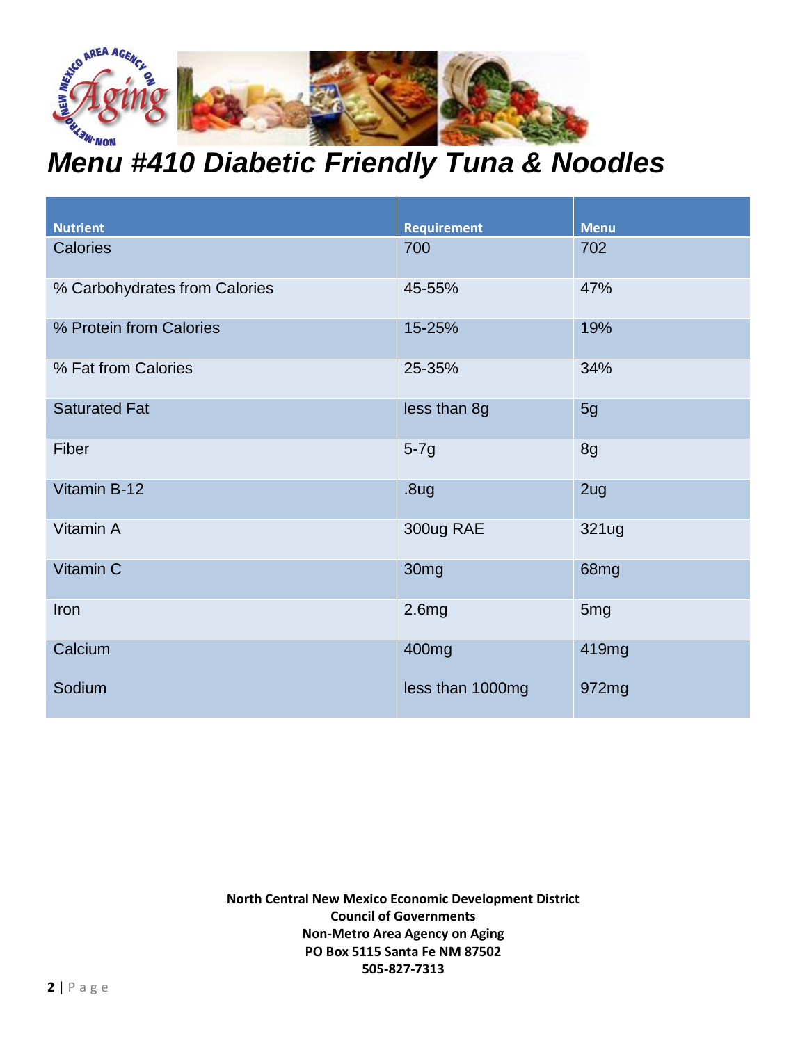# *Menu #410 Diabetic Friendly Tuna & Noodles*

| Nutrient | Requirement | Menu |
| --- | --- | --- |
| Calories | 700 | 702 |
| % Carbohydrates from Calories | 45-55% | 47% |
| % Protein from Calories | 15-25% | 19% |
| % Fat from Calories | 25-35% | 34% |
| Saturated Fat | less than 8g | 5g |
| Fiber | 5-7g | 8g |
| Vitamin B-12 | .8ug | 2ug |
| Vitamin A | 300ug RAE | 321ug |
| Vitamin C | 30mg | 68mg |
| Iron | 2.6mg | 5mg |
| Calcium | 400mg | 419mg |
| Sodium | less than 1000mg | 972mg |

**North Central New Mexico Economic Development District**
**Council of Governments**
**Non-Metro Area Agency on Aging**
**PO Box 5115 Santa Fe NM 87502**
**505-827-7313**